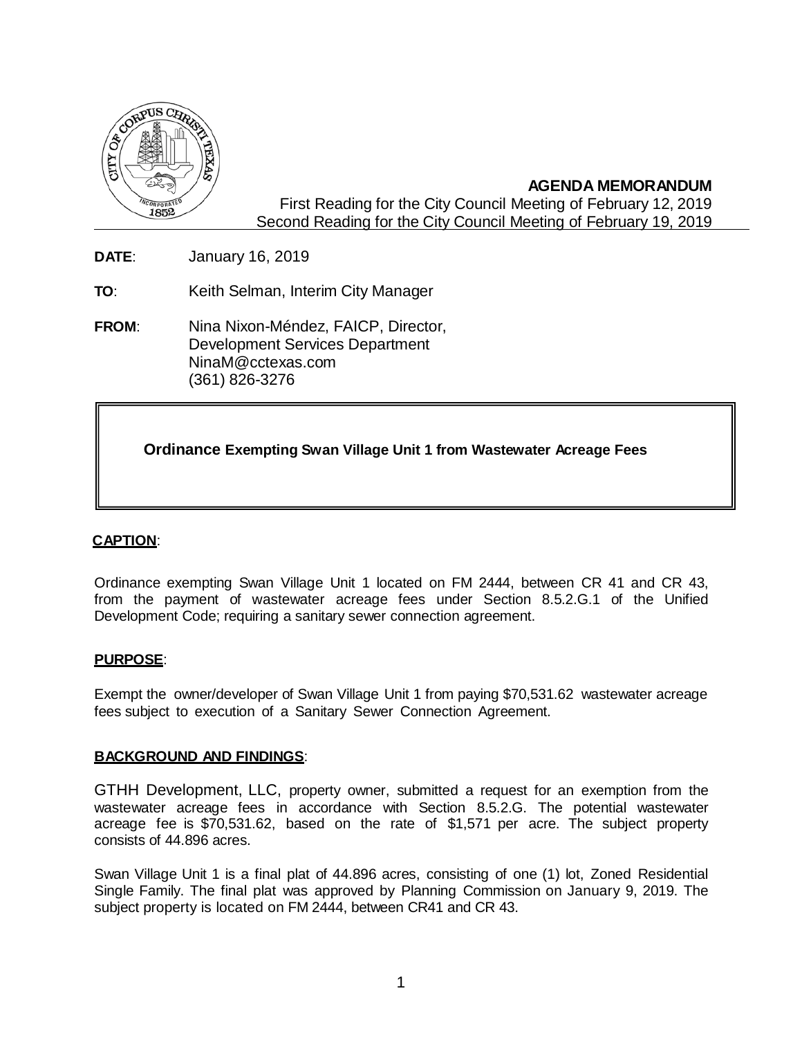**AGENDA MEMORANDUM**

First Reading for the City Council Meeting of February 12, 2019
Second Reading for the City Council Meeting of February 19, 2019

**DATE**: January 16, 2019

**TO**: Keith Selman, Interim City Manager

**FROM**: Nina Nixon-Méndez, FAICP, Director,
Development Services Department
NinaM@cctexas.com
(361) 826-3276

**Ordinance Exempting Swan Village Unit 1 from Wastewater Acreage Fees**

## CAPTION:

Ordinance exempting Swan Village Unit 1 located on FM 2444, between CR 41 and CR 43, from the payment of wastewater acreage fees under Section 8.5.2.G.1 of the Unified Development Code; requiring a sanitary sewer connection agreement.

## PURPOSE:

Exempt the owner/developer of Swan Village Unit 1 from paying $70,531.62 wastewater acreage fees subject to execution of a Sanitary Sewer Connection Agreement.

## BACKGROUND AND FINDINGS:

GTHH Development, LLC, property owner, submitted a request for an exemption from the wastewater acreage fees in accordance with Section 8.5.2.G. The potential wastewater acreage fee is $70,531.62, based on the rate of $1,571 per acre. The subject property consists of 44.896 acres.

Swan Village Unit 1 is a final plat of 44.896 acres, consisting of one (1) lot, Zoned Residential Single Family. The final plat was approved by Planning Commission on January 9, 2019. The subject property is located on FM 2444, between CR41 and CR 43.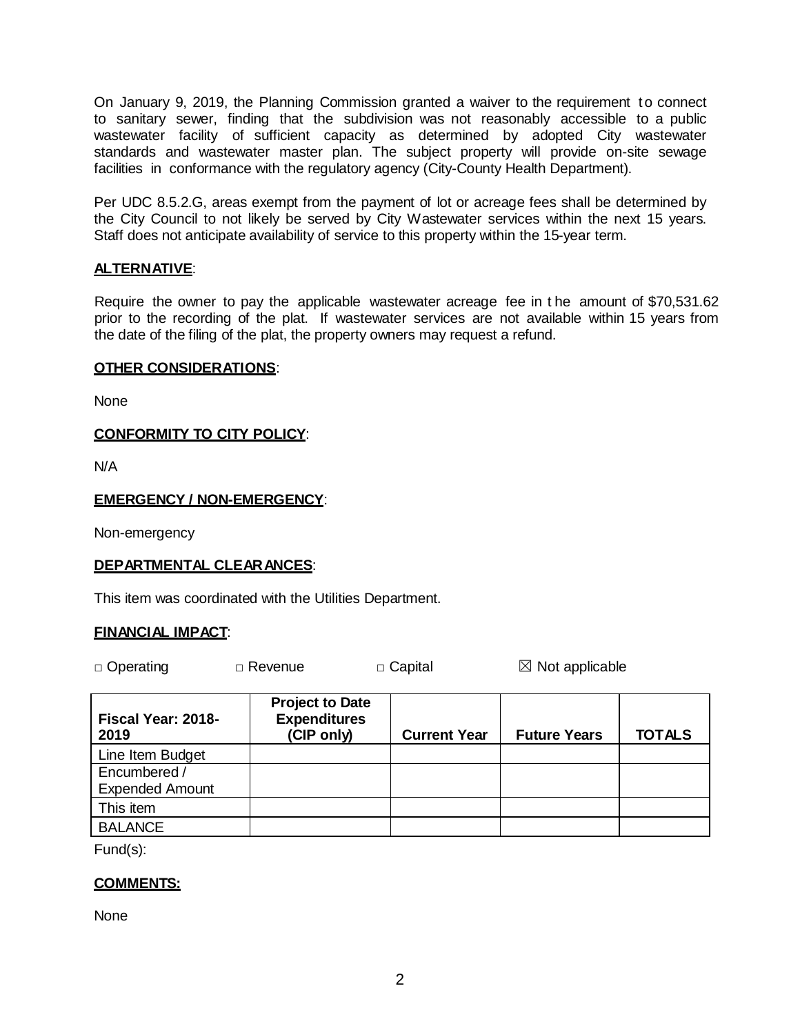On January 9, 2019, the Planning Commission granted a waiver to the requirement to connect to sanitary sewer, finding that the subdivision was not reasonably accessible to a public wastewater facility of sufficient capacity as determined by adopted City wastewater standards and wastewater master plan. The subject property will provide on-site sewage facilities in conformance with the regulatory agency (City-County Health Department).

Per UDC 8.5.2.G, areas exempt from the payment of lot or acreage fees shall be determined by the City Council to not likely be served by City Wastewater services within the next 15 years. Staff does not anticipate availability of service to this property within the 15-year term.

**ALTERNATIVE**:

Require the owner to pay the applicable wastewater acreage fee in the amount of $70,531.62 prior to the recording of the plat. If wastewater services are not available within 15 years from the date of the filing of the plat, the property owners may request a refund.

**OTHER CONSIDERATIONS**:

None

**CONFORMITY TO CITY POLICY**:

N/A

**EMERGENCY / NON-EMERGENCY**:

Non-emergency

**DEPARTMENTAL CLEARANCES**:

This item was coordinated with the Utilities Department.

**FINANCIAL IMPACT**:

□ Operating □ Revenue □ Capital ☒ Not applicable

| Fiscal Year: 2018-2019 | Project to Date Expenditures (CIP only) | Current Year | Future Years | TOTALS |
|---|---|---|---|---|
| Line Item Budget | | | | |
| Encumbered / Expended Amount | | | | |
| This item | | | | |
| BALANCE | | | | |

Fund(s):

**COMMENTS:**

None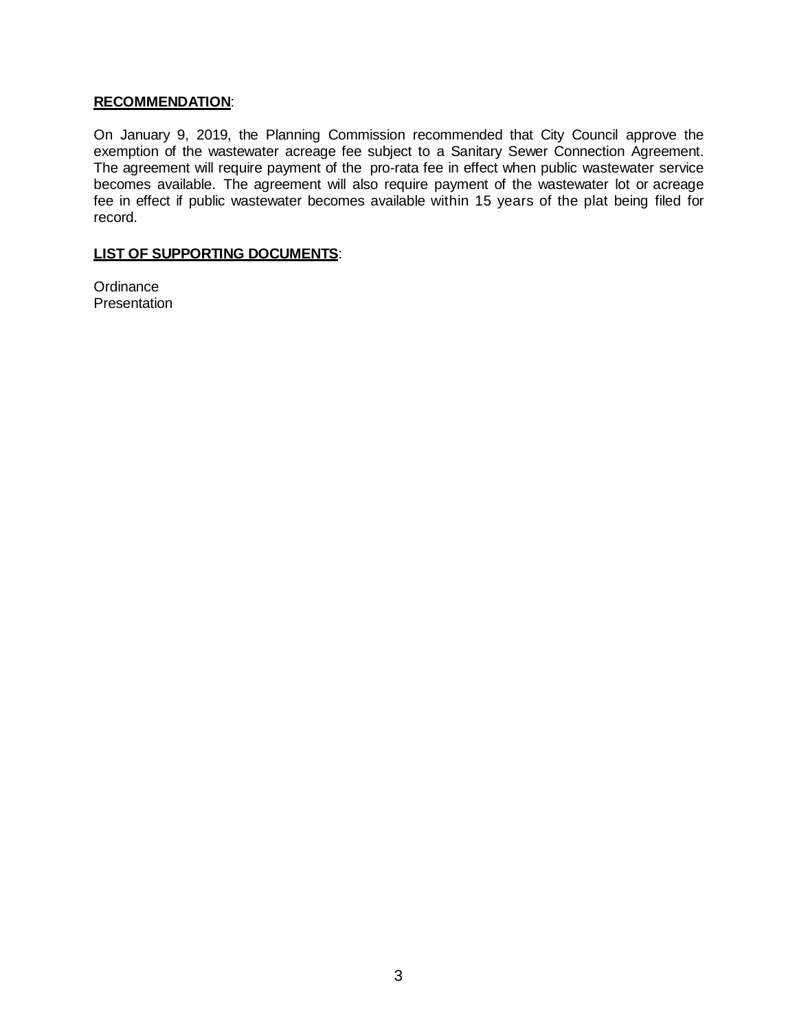**RECOMMENDATION**:

On January 9, 2019, the Planning Commission recommended that City Council approve the exemption of the wastewater acreage fee subject to a Sanitary Sewer Connection Agreement. The agreement will require payment of the pro-rata fee in effect when public wastewater service becomes available. The agreement will also require payment of the wastewater lot or acreage fee in effect if public wastewater becomes available within 15 years of the plat being filed for record.

**LIST OF SUPPORTING DOCUMENTS**:

Ordinance
Presentation